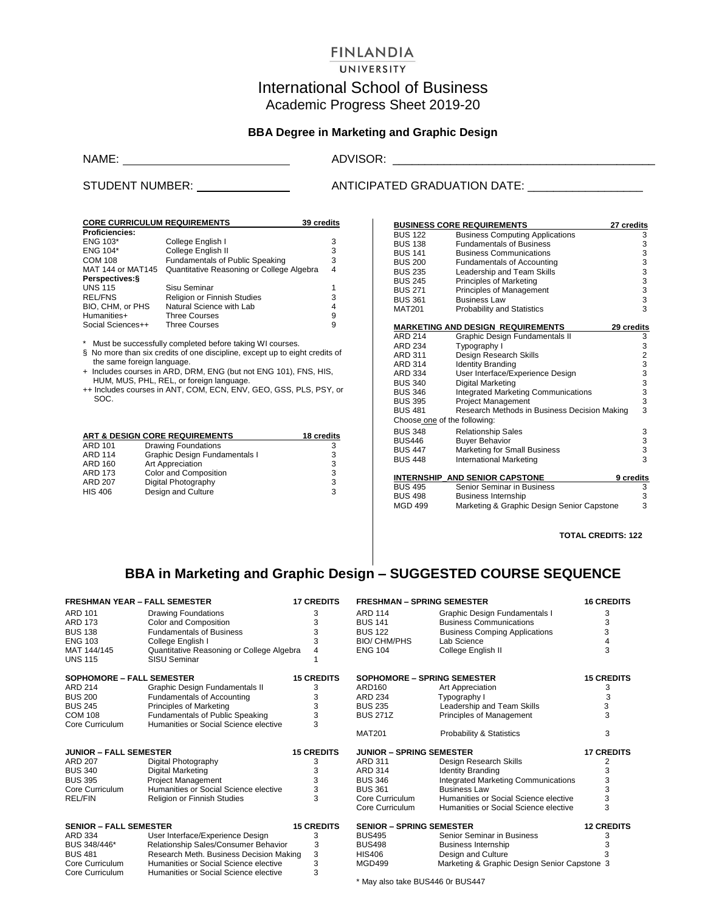# FINLANDIA UNIVERSITY

## International School of Business

### Academic Progress Sheet 2019-20

**BBA Degree in Marketing and Graphic Design**

NAME: ____________________ ADVISOR: ____________________

STUDENT NUMBER: ____________ ANTICIPATED GRADUATION DATE: ______________

| CORE CURRICULUM REQUIREMENTS | | 39 credits |
|---|---|---|
| **Proficiencies:** | | |
| ENG 103* | College English I | 3 |
| ENG 104* | College English II | 3 |
| COM 108 | Fundamentals of Public Speaking | 3 |
| MAT 144 or MAT145 | Quantitative Reasoning or College Algebra | 4 |
| **Perspectives:§** | | |
| UNS 115 | Sisu Seminar | 1 |
| REL/FNS | Religion or Finnish Studies | 3 |
| BIO, CHM, or PHS | Natural Science with Lab | 4 |
| Humanities+ | Three Courses | 9 |
| Social Sciences++ | Three Courses | 9 |

\* Must be successfully completed before taking WI courses.
§ No more than six credits of one discipline, except up to eight credits of the same foreign language.
\+ Includes courses in ARD, DRM, ENG (but not ENG 101), FNS, HIS, HUM, MUS, PHL, REL, or foreign language.
\++ Includes courses in ANT, COM, ECN, ENV, GEO, GSS, PLS, PSY, or SOC.

| ART & DESIGN CORE REQUIREMENTS | | 18 credits |
|---|---|---|
| ARD 101 | Drawing Foundations | 3 |
| ARD 114 | Graphic Design Fundamentals I | 3 |
| ARD 160 | Art Appreciation | 3 |
| ARD 173 | Color and Composition | 3 |
| ARD 207 | Digital Photography | 3 |
| HIS 406 | Design and Culture | 3 |

| BUSINESS CORE REQUIREMENTS | | 27 credits |
|---|---|---|
| BUS 122 | Business Computing Applications | 3 |
| BUS 138 | Fundamentals of Business | 3 |
| BUS 141 | Business Communications | 3 |
| BUS 200 | Fundamentals of Accounting | 3 |
| BUS 235 | Leadership and Team Skills | 3 |
| BUS 245 | Principles of Marketing | 3 |
| BUS 271 | Principles of Management | 3 |
| BUS 361 | Business Law | 3 |
| MAT201 | Probability and Statistics | 3 |

| MARKETING AND DESIGN REQUIREMENTS | | 29 credits |
|---|---|---|
| ARD 214 | Graphic Design Fundamentals II | 3 |
| ARD 234 | Typography I | 3 |
| ARD 311 | Design Research Skills | 2 |
| ARD 314 | Identity Branding | 3 |
| ARD 334 | User Interface/Experience Design | 3 |
| BUS 340 | Digital Marketing | 3 |
| BUS 346 | Integrated Marketing Communications | 3 |
| BUS 395 | Project Management | 3 |
| BUS 481 | Research Methods in Business Decision Making | 3 |
| Choose one of the following: | | |
| BUS 348 | Relationship Sales | 3 |
| BUS446 | Buyer Behavior | 3 |
| BUS 447 | Marketing for Small Business | 3 |
| BUS 448 | International Marketing | 3 |

| INTERNSHIP AND SENIOR CAPSTONE | | 9 credits |
|---|---|---|
| BUS 495 | Senior Seminar in Business | 3 |
| BUS 498 | Business Internship | 3 |
| MGD 499 | Marketing & Graphic Design Senior Capstone | 3 |

**TOTAL CREDITS: 122**

## BBA in Marketing and Graphic Design – SUGGESTED COURSE SEQUENCE

| FRESHMAN YEAR – FALL SEMESTER | | 17 CREDITS |
|---|---|---|
| ARD 101 | Drawing Foundations | 3 |
| ARD 173 | Color and Composition | 3 |
| BUS 138 | Fundamentals of Business | 3 |
| ENG 103 | College English I | 3 |
| MAT 144/145 | Quantitative Reasoning or College Algebra | 4 |
| UNS 115 | SISU Seminar | 1 |

| FRESHMAN – SPRING SEMESTER | | 16 CREDITS |
|---|---|---|
| ARD 114 | Graphic Design Fundamentals I | 3 |
| BUS 141 | Business Communications | 3 |
| BUS 122 | Business Comping Applications | 3 |
| BIO/ CHM/PHS | Lab Science | 4 |
| ENG 104 | College English II | 3 |

| SOPHOMORE – FALL SEMESTER | | 15 CREDITS |
|---|---|---|
| ARD 214 | Graphic Design Fundamentals II | 3 |
| BUS 200 | Fundamentals of Accounting | 3 |
| BUS 245 | Principles of Marketing | 3 |
| COM 108 | Fundamentals of Public Speaking | 3 |
| Core Curriculum | Humanities or Social Science elective | 3 |

| SOPHOMORE – SPRING SEMESTER | | 15 CREDITS |
|---|---|---|
| ARD160 | Art Appreciation | 3 |
| ARD 234 | Typography I | 3 |
| BUS 235 | Leadership and Team Skills | 3 |
| BUS 271Z | Principles of Management | 3 |
| MAT201 | Probability & Statistics | 3 |

| JUNIOR – FALL SEMESTER | | 15 CREDITS |
|---|---|---|
| ARD 207 | Digital Photography | 3 |
| BUS 340 | Digital Marketing | 3 |
| BUS 395 | Project Management | 3 |
| Core Curriculum | Humanities or Social Science elective | 3 |
| REL/FIN | Religion or Finnish Studies | 3 |

| JUNIOR – SPRING SEMESTER | | 17 CREDITS |
|---|---|---|
| ARD 311 | Design Research Skills | 2 |
| ARD 314 | Identity Branding | 3 |
| BUS 346 | Integrated Marketing Communications | 3 |
| BUS 361 | Business Law | 3 |
| Core Curriculum | Humanities or Social Science elective | 3 |
| Core Curriculum | Humanities or Social Science elective | 3 |

| SENIOR – FALL SEMESTER | | 15 CREDITS |
|---|---|---|
| ARD 334 | User Interface/Experience Design | 3 |
| BUS 348/446* | Relationship Sales/Consumer Behavior | 3 |
| BUS 481 | Research Meth. Business Decision Making | 3 |
| Core Curriculum | Humanities or Social Science elective | 3 |
| Core Curriculum | Humanities or Social Science elective | 3 |

| SENIOR – SPRING SEMESTER | | 12 CREDITS |
|---|---|---|
| BUS495 | Senior Seminar in Business | 3 |
| BUS498 | Business Internship | 3 |
| HIS406 | Design and Culture | 3 |
| MGD499 | Marketing & Graphic Design Senior Capstone | 3 |

\* May also take BUS446 0r BUS447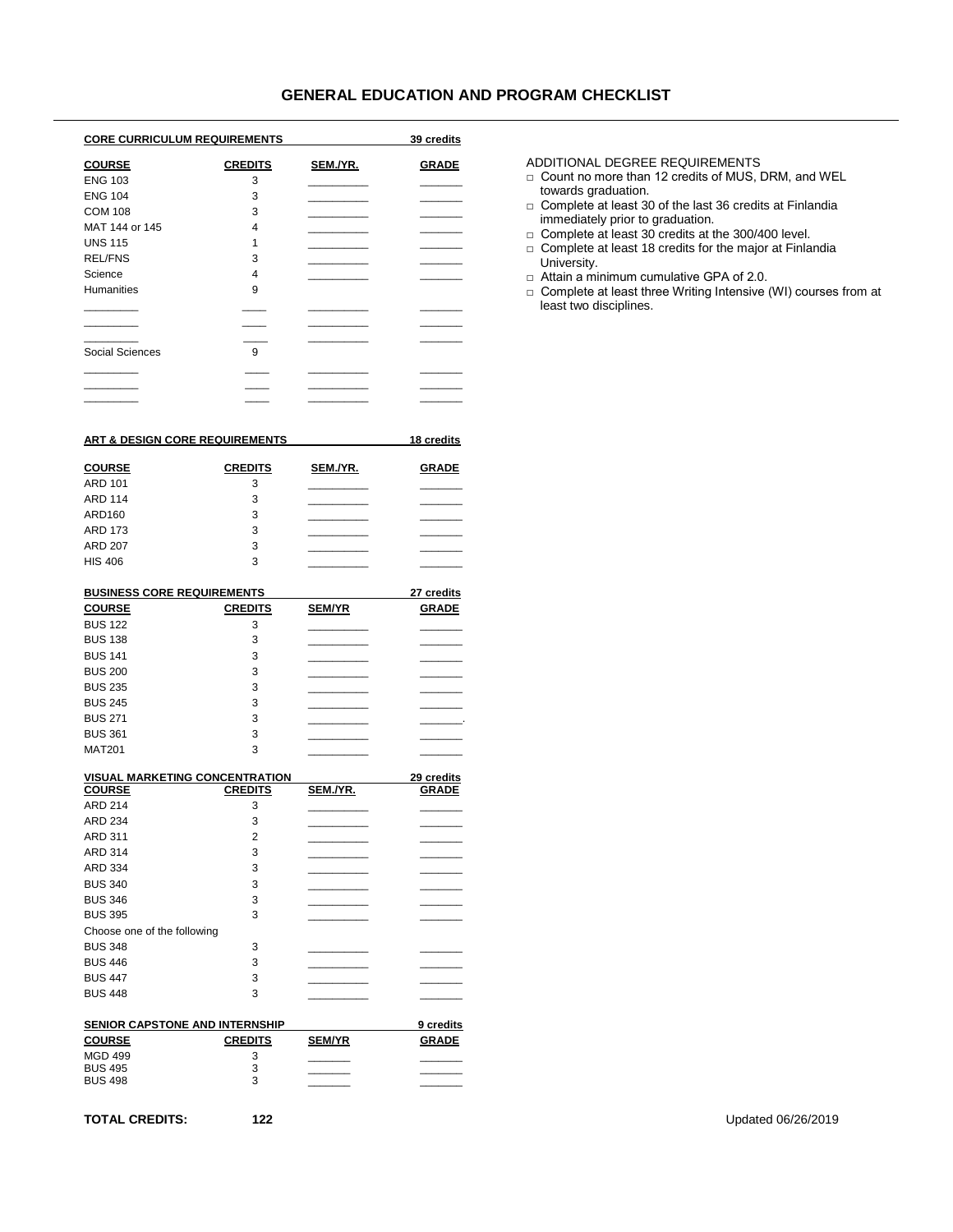# GENERAL EDUCATION AND PROGRAM CHECKLIST

**CORE CURRICULUM REQUIREMENTS — 39 credits**

| COURSE | CREDITS | SEM./YR. | GRADE |
|---|---|---|---|
| ENG 103 | 3 | | |
| ENG 104 | 3 | | |
| COM 108 | 3 | | |
| MAT 144 or 145 | 4 | | |
| UNS 115 | 1 | | |
| REL/FNS | 3 | | |
| Science | 4 | | |
| Humanities | 9 | | |
| | | | |
| | | | |
| | | | |
| Social Sciences | 9 | | |
| | | | |
| | | | |
| | | | |

ADDITIONAL DEGREE REQUIREMENTS

- □ Count no more than 12 credits of MUS, DRM, and WEL towards graduation.
- □ Complete at least 30 of the last 36 credits at Finlandia immediately prior to graduation.
- □ Complete at least 30 credits at the 300/400 level.
- □ Complete at least 18 credits for the major at Finlandia University.
- □ Attain a minimum cumulative GPA of 2.0.
- □ Complete at least three Writing Intensive (WI) courses from at least two disciplines.

**ART & DESIGN CORE REQUIREMENTS — 18 credits**

| COURSE | CREDITS | SEM./YR. | GRADE |
|---|---|---|---|
| ARD 101 | 3 | | |
| ARD 114 | 3 | | |
| ARD160 | 3 | | |
| ARD 173 | 3 | | |
| ARD 207 | 3 | | |
| HIS 406 | 3 | | |

**BUSINESS CORE REQUIREMENTS — 27 credits**

| COURSE | CREDITS | SEM/YR | GRADE |
|---|---|---|---|
| BUS 122 | 3 | | |
| BUS 138 | 3 | | |
| BUS 141 | 3 | | |
| BUS 200 | 3 | | |
| BUS 235 | 3 | | |
| BUS 245 | 3 | | |
| BUS 271 | 3 | | |
| BUS 361 | 3 | | |
| MAT201 | 3 | | |

**VISUAL MARKETING CONCENTRATION — 29 credits**

| COURSE | CREDITS | SEM./YR. | GRADE |
|---|---|---|---|
| ARD 214 | 3 | | |
| ARD 234 | 3 | | |
| ARD 311 | 2 | | |
| ARD 314 | 3 | | |
| ARD 334 | 3 | | |
| BUS 340 | 3 | | |
| BUS 346 | 3 | | |
| BUS 395 | 3 | | |
| Choose one of the following | | | |
| BUS 348 | 3 | | |
| BUS 446 | 3 | | |
| BUS 447 | 3 | | |
| BUS 448 | 3 | | |

**SENIOR CAPSTONE AND INTERNSHIP — 9 credits**

| COURSE | CREDITS | SEM/YR | GRADE |
|---|---|---|---|
| MGD 499 | 3 | | |
| BUS 495 | 3 | | |
| BUS 498 | 3 | | |

**TOTAL CREDITS: 122**

Updated 06/26/2019